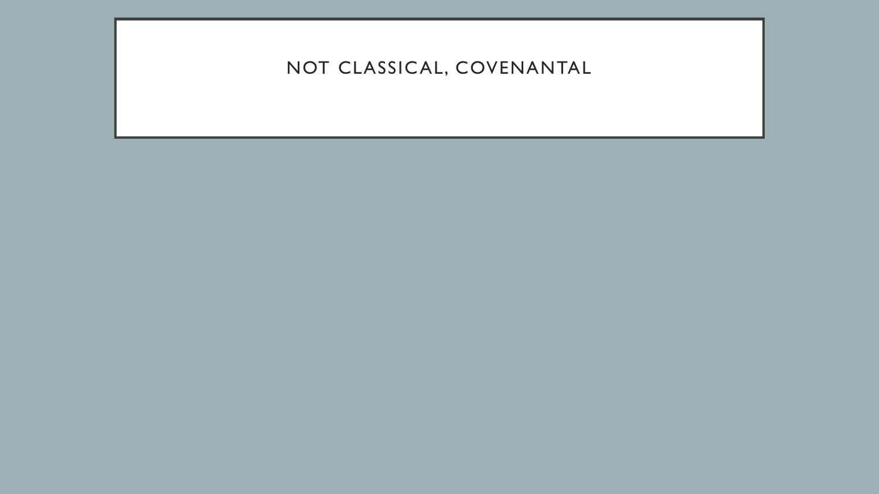# NOT CLASSICAL, COVENANTAL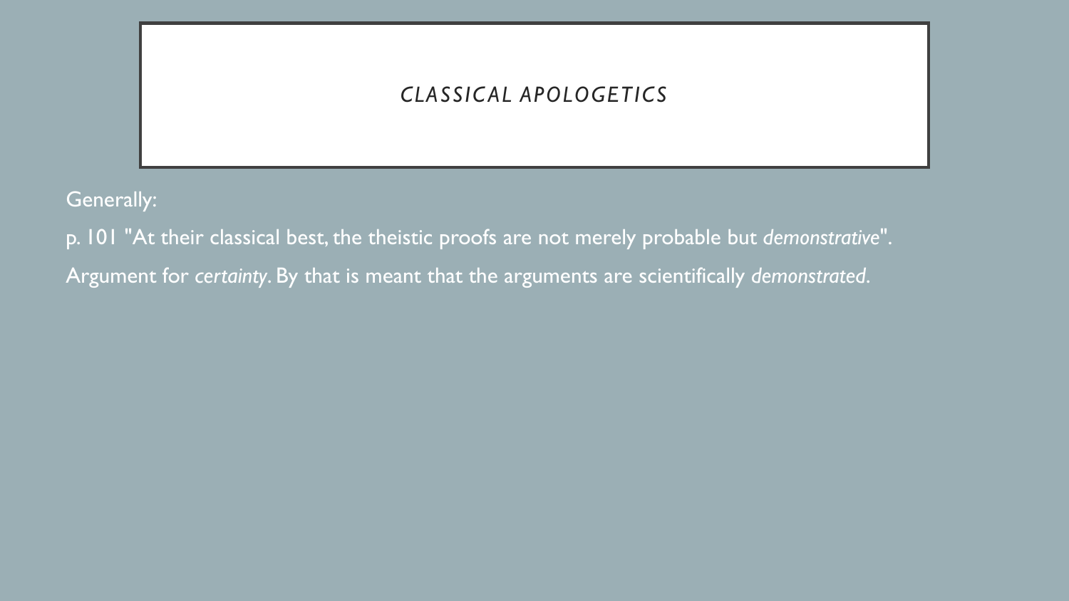# *CLASSICAL APOLOGETICS*

Generally:

p. 101 "At their classical best, the theistic proofs are not merely probable but *demonstrative*".

Argument for *certainty*. By that is meant that the arguments are scientifically *demonstrated*.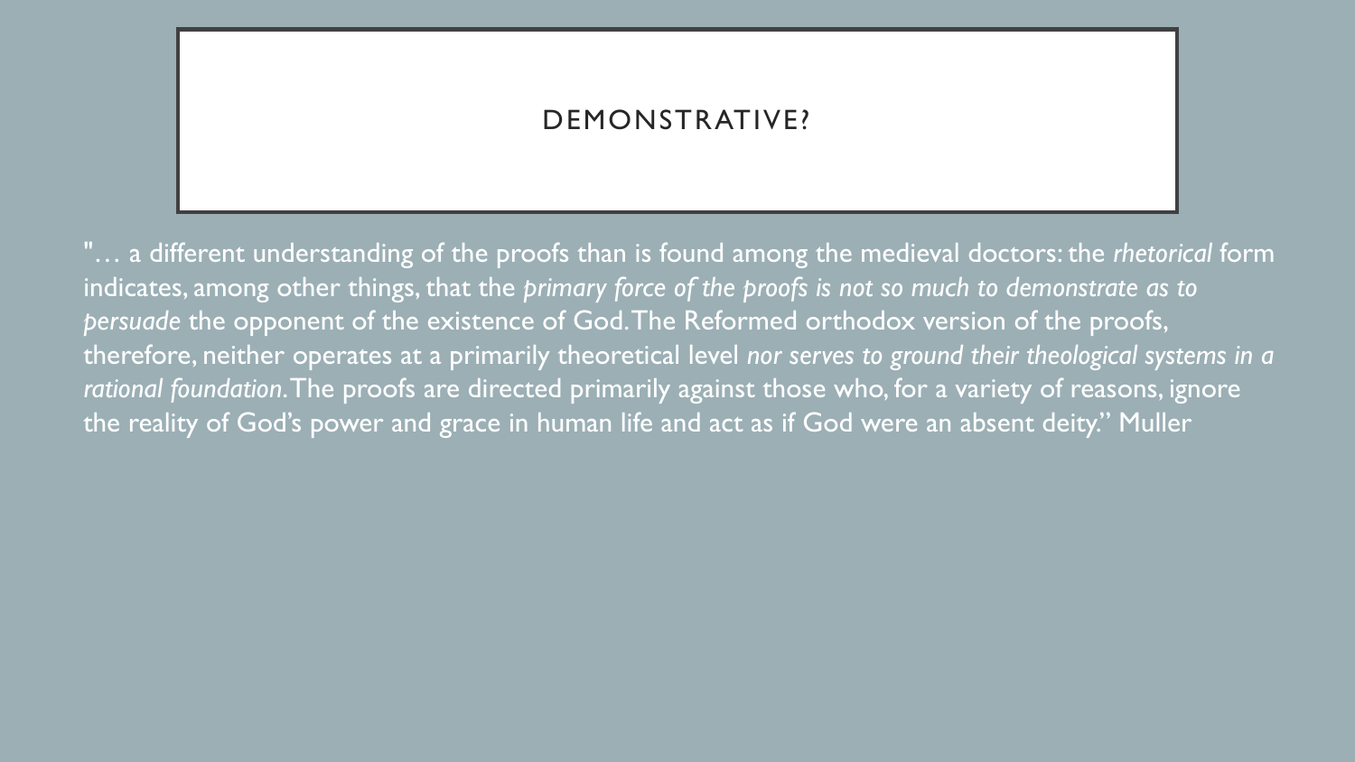# DEMONSTRATIVE?

"… a different understanding of the proofs than is found among the medieval doctors: the *rhetorical* form indicates, among other things, that the *primary force of the proofs is not so much to demonstrate as to persuade* the opponent of the existence of God. The Reformed orthodox version of the proofs, therefore, neither operates at a primarily theoretical level *nor serves to ground their theological systems in a rational foundation*. The proofs are directed primarily against those who, for a variety of reasons, ignore the reality of God's power and grace in human life and act as if God were an absent deity." Muller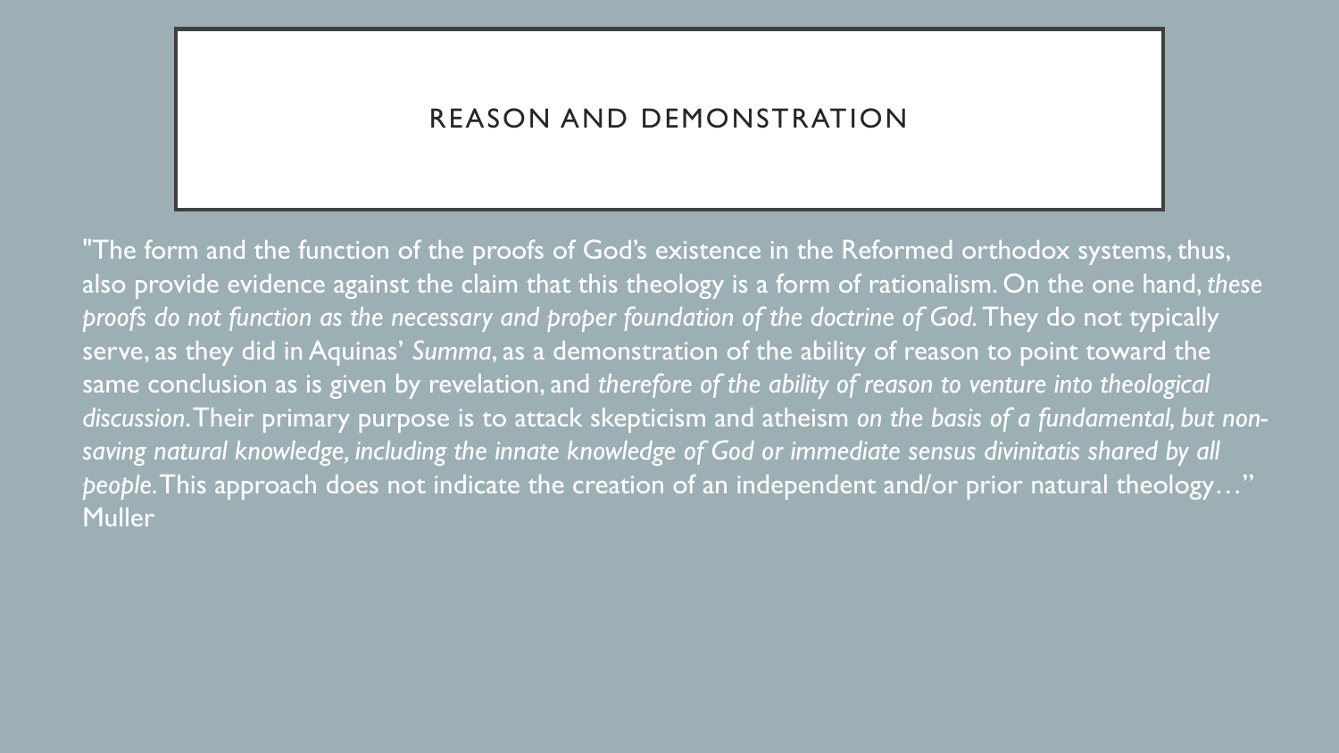# REASON AND DEMONSTRATION

"The form and the function of the proofs of God's existence in the Reformed orthodox systems, thus, also provide evidence against the claim that this theology is a form of rationalism. On the one hand, *these proofs do not function as the necessary and proper foundation of the doctrine of God.* They do not typically serve, as they did in Aquinas' *Summa*, as a demonstration of the ability of reason to point toward the same conclusion as is given by revelation, and *therefore of the ability of reason to venture into theological discussion*. Their primary purpose is to attack skepticism and atheism *on the basis of a fundamental, but non-saving natural knowledge, including the innate knowledge of God or immediate sensus divinitatis shared by all people.* This approach does not indicate the creation of an independent and/or prior natural theology…" Muller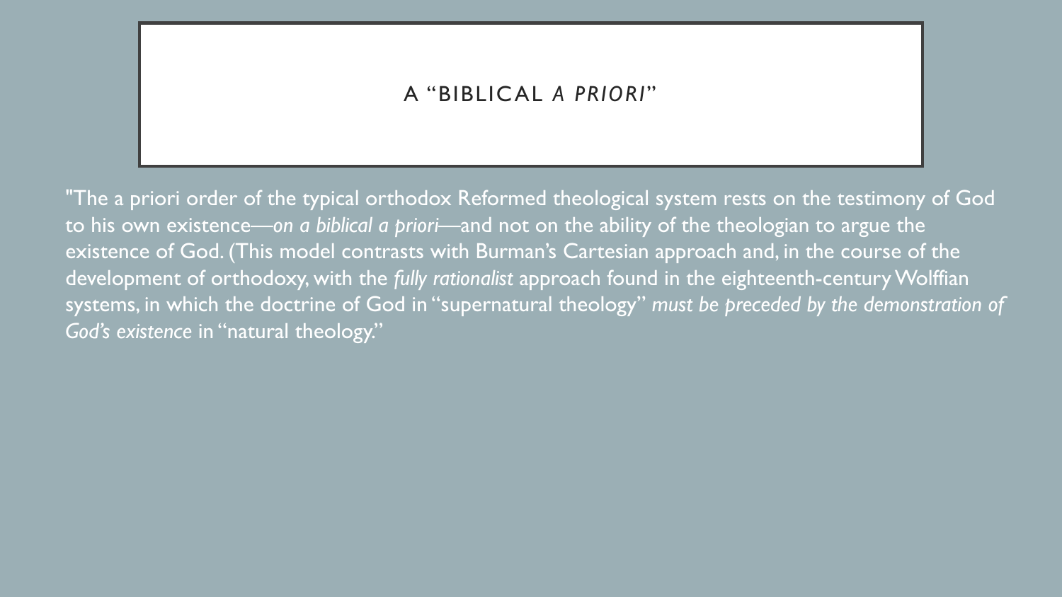# A "BIBLICAL *A PRIORI*"

"The a priori order of the typical orthodox Reformed theological system rests on the testimony of God to his own existence—*on a biblical a priori*—and not on the ability of the theologian to argue the existence of God. (This model contrasts with Burman's Cartesian approach and, in the course of the development of orthodoxy, with the *fully rationalist* approach found in the eighteenth-century Wolffian systems, in which the doctrine of God in "supernatural theology" *must be preceded by the demonstration of God's existence* in "natural theology."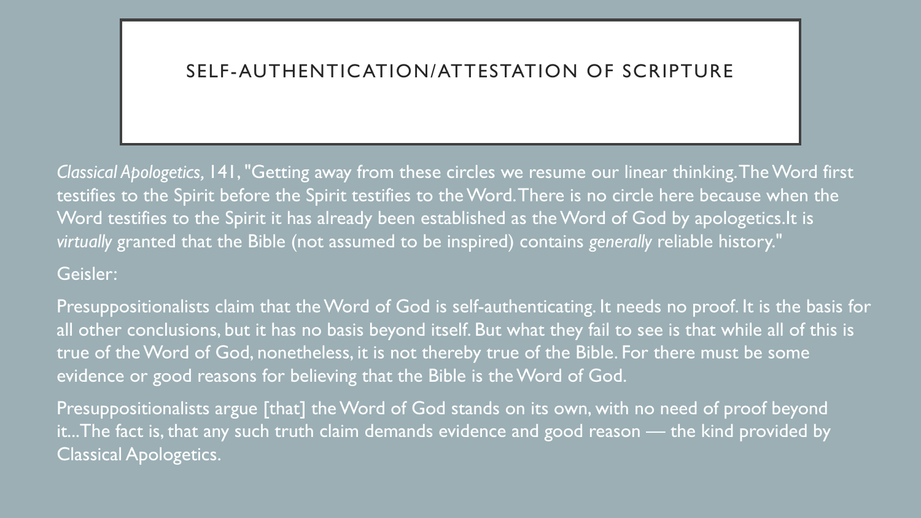# SELF-AUTHENTICATION/ATTESTATION OF SCRIPTURE

*Classical Apologetics,* 141, "Getting away from these circles we resume our linear thinking. The Word first testifies to the Spirit before the Spirit testifies to the Word. There is no circle here because when the Word testifies to the Spirit it has already been established as the Word of God by apologetics.It is *virtually* granted that the Bible (not assumed to be inspired) contains *generally* reliable history."

Geisler:

Presuppositionalists claim that the Word of God is self-authenticating. It needs no proof. It is the basis for all other conclusions, but it has no basis beyond itself. But what they fail to see is that while all of this is true of the Word of God, nonetheless, it is not thereby true of the Bible. For there must be some evidence or good reasons for believing that the Bible is the Word of God.

Presuppositionalists argue [that] the Word of God stands on its own, with no need of proof beyond it...The fact is, that any such truth claim demands evidence and good reason — the kind provided by Classical Apologetics.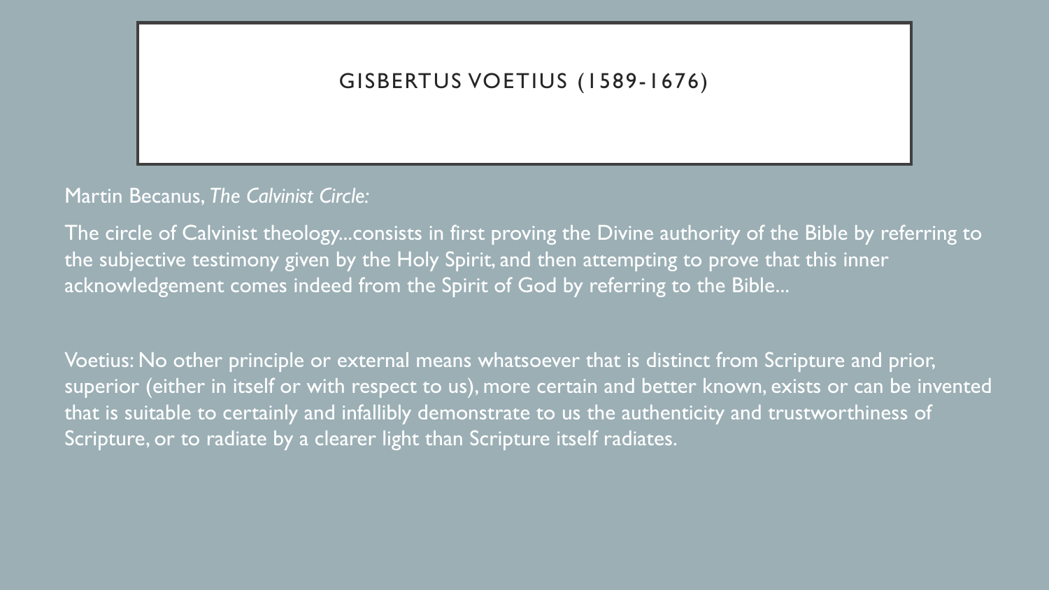# GISBERTUS VOETIUS (1589-1676)

Martin Becanus, *The Calvinist Circle:*

The circle of Calvinist theology...consists in first proving the Divine authority of the Bible by referring to the subjective testimony given by the Holy Spirit, and then attempting to prove that this inner acknowledgement comes indeed from the Spirit of God by referring to the Bible...

Voetius: No other principle or external means whatsoever that is distinct from Scripture and prior, superior (either in itself or with respect to us), more certain and better known, exists or can be invented that is suitable to certainly and infallibly demonstrate to us the authenticity and trustworthiness of Scripture, or to radiate by a clearer light than Scripture itself radiates.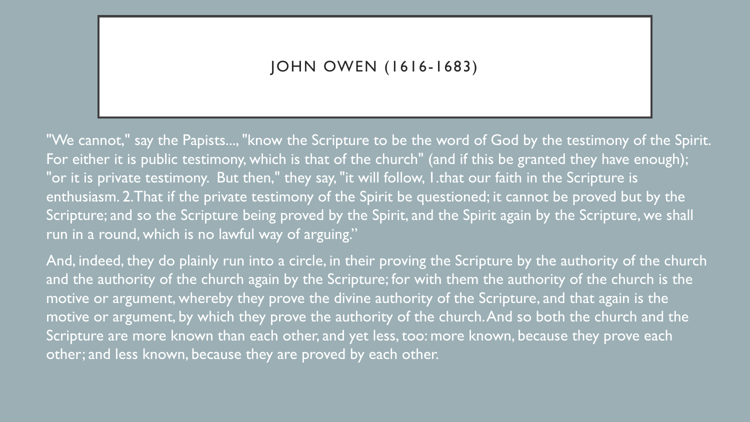# JOHN OWEN (1616-1683)

"We cannot," say the Papists..., "know the Scripture to be the word of God by the testimony of the Spirit. For either it is public testimony, which is that of the church" (and if this be granted they have enough); "or it is private testimony. But then," they say, "it will follow, 1.that our faith in the Scripture is enthusiasm. 2.That if the private testimony of the Spirit be questioned; it cannot be proved but by the Scripture; and so the Scripture being proved by the Spirit, and the Spirit again by the Scripture, we shall run in a round, which is no lawful way of arguing."

And, indeed, they do plainly run into a circle, in their proving the Scripture by the authority of the church and the authority of the church again by the Scripture; for with them the authority of the church is the motive or argument, whereby they prove the divine authority of the Scripture, and that again is the motive or argument, by which they prove the authority of the church. And so both the church and the Scripture are more known than each other, and yet less, too: more known, because they prove each other; and less known, because they are proved by each other.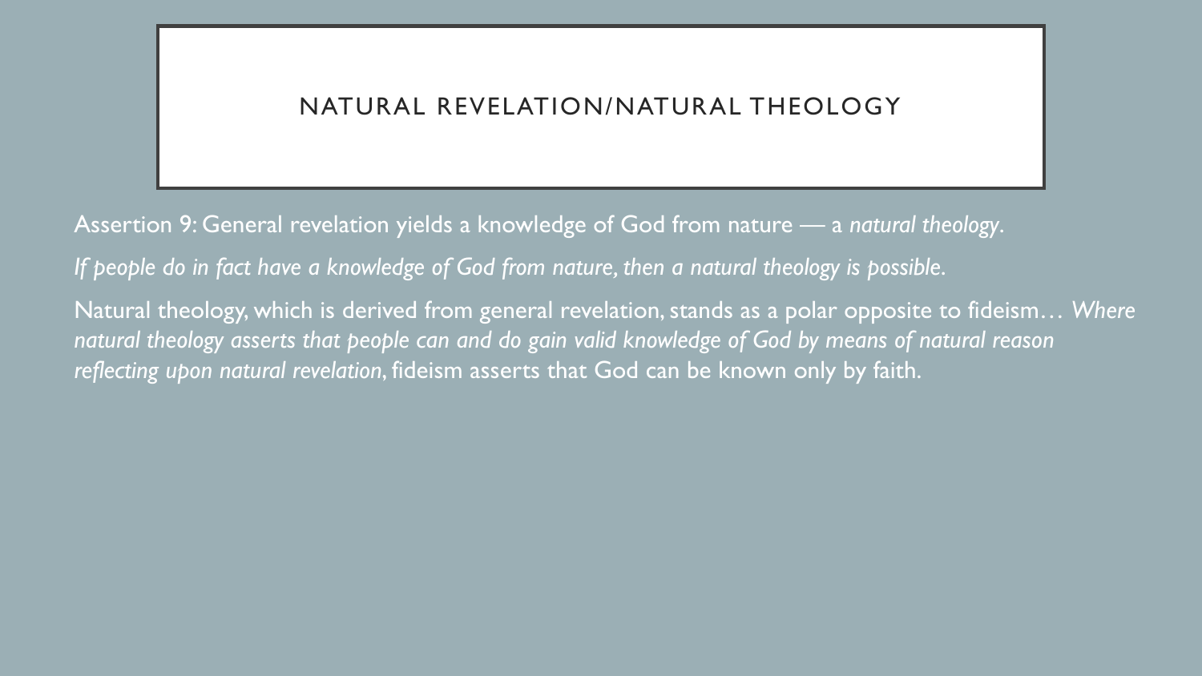# NATURAL REVELATION/NATURAL THEOLOGY

Assertion 9: General revelation yields a knowledge of God from nature — a *natural theology*.

*If people do in fact have a knowledge of God from nature, then a natural theology is possible.*

Natural theology, which is derived from general revelation, stands as a polar opposite to fideism… *Where natural theology asserts that people can and do gain valid knowledge of God by means of natural reason reflecting upon natural revelation*, fideism asserts that God can be known only by faith.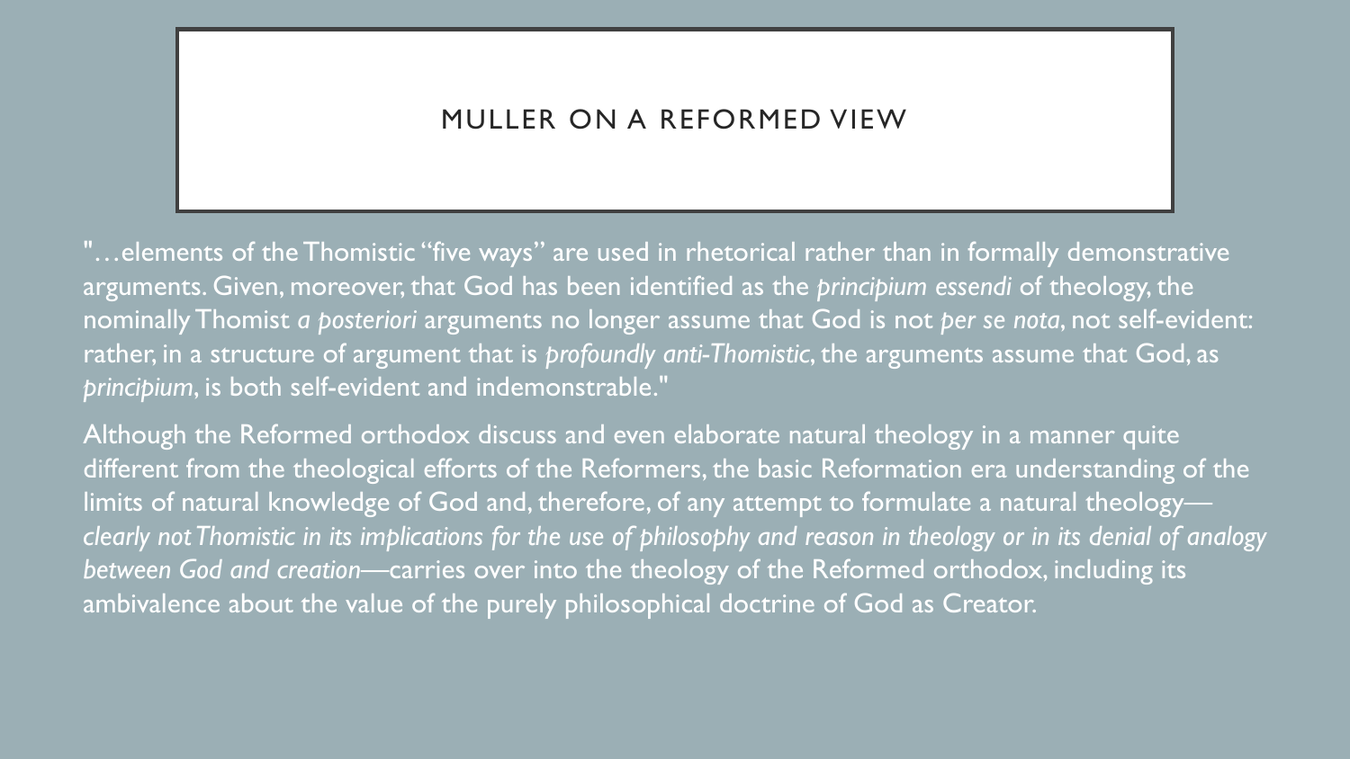# MULLER ON A REFORMED VIEW

"…elements of the Thomistic "five ways" are used in rhetorical rather than in formally demonstrative arguments. Given, moreover, that God has been identified as the *principium essendi* of theology, the nominally Thomist *a posteriori* arguments no longer assume that God is not *per se nota*, not self-evident: rather, in a structure of argument that is *profoundly anti-Thomistic*, the arguments assume that God, as *principium*, is both self-evident and indemonstrable."

Although the Reformed orthodox discuss and even elaborate natural theology in a manner quite different from the theological efforts of the Reformers, the basic Reformation era understanding of the limits of natural knowledge of God and, therefore, of any attempt to formulate a natural theology—*clearly not Thomistic in its implications for the use of philosophy and reason in theology or in its denial of analogy between God and creation*—carries over into the theology of the Reformed orthodox, including its ambivalence about the value of the purely philosophical doctrine of God as Creator.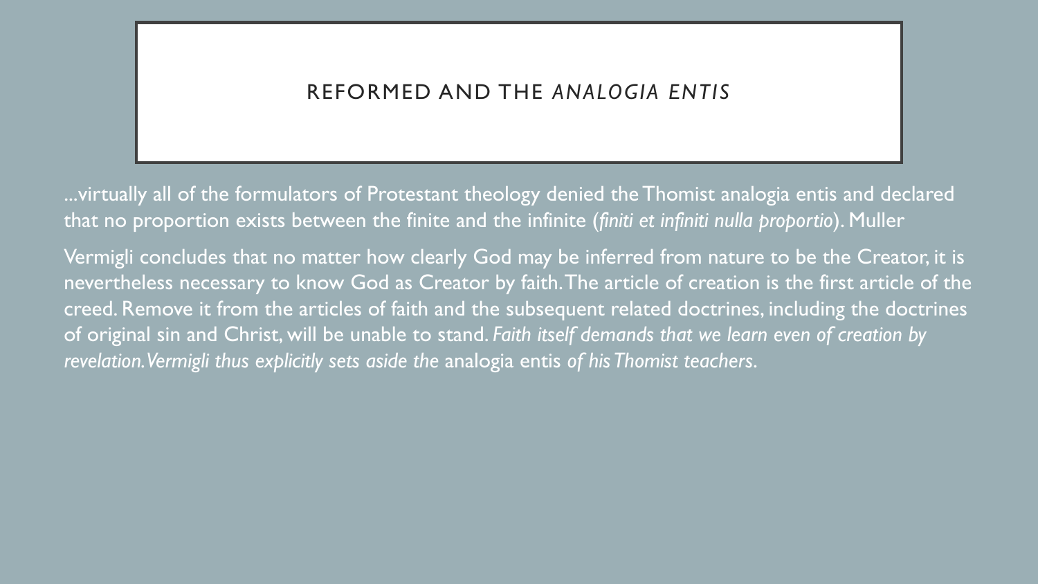# REFORMED AND THE *ANALOGIA ENTIS*

...virtually all of the formulators of Protestant theology denied the Thomist analogia entis and declared that no proportion exists between the finite and the infinite (*finiti et infiniti nulla proportio*). Muller

Vermigli concludes that no matter how clearly God may be inferred from nature to be the Creator, it is nevertheless necessary to know God as Creator by faith. The article of creation is the first article of the creed. Remove it from the articles of faith and the subsequent related doctrines, including the doctrines of original sin and Christ, will be unable to stand. *Faith itself demands that we learn even of creation by revelation. Vermigli thus explicitly sets aside the* analogia entis *of his Thomist teachers*.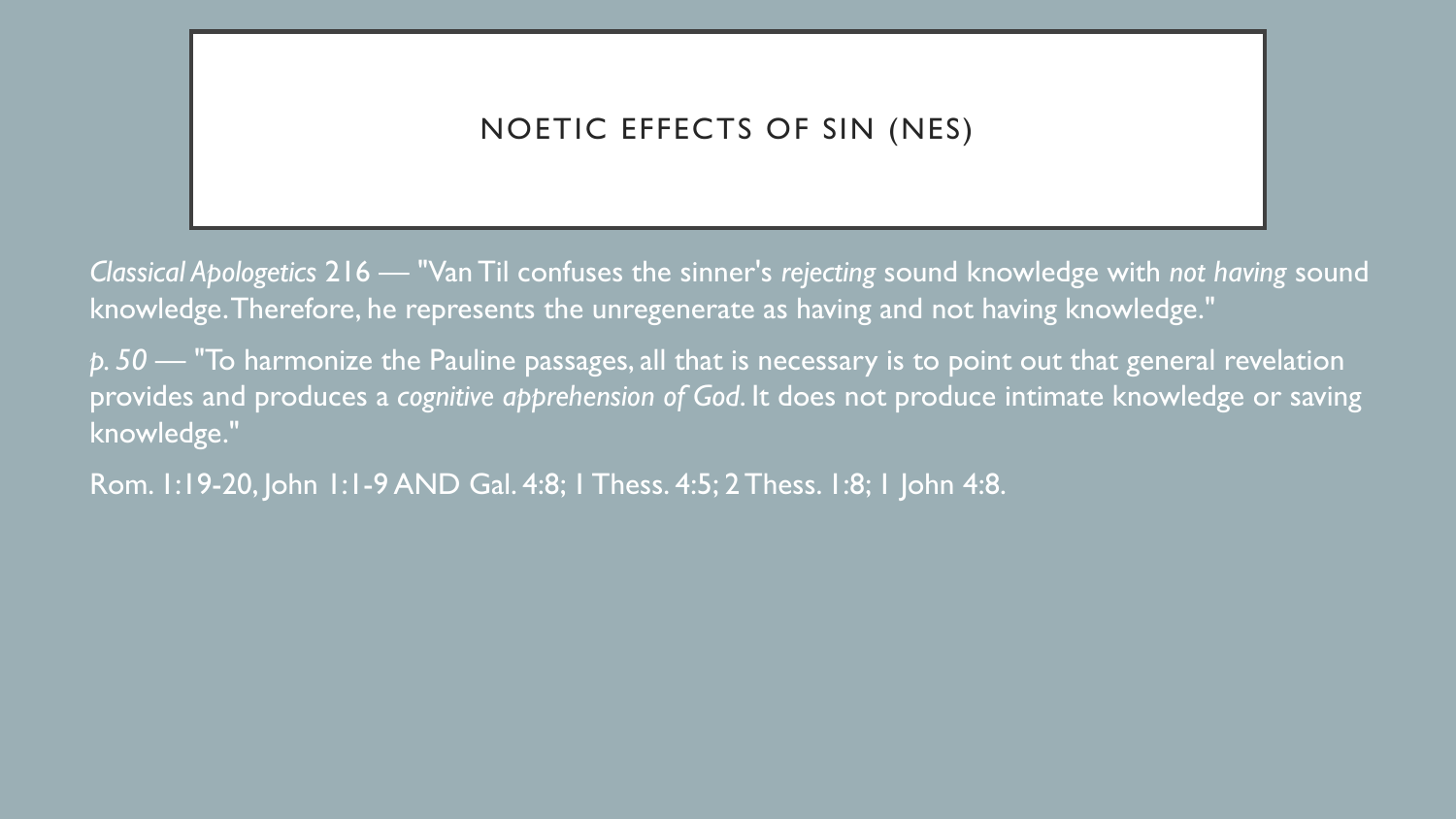# NOETIC EFFECTS OF SIN (NES)

*Classical Apologetics* 216 — "Van Til confuses the sinner's *rejecting* sound knowledge with *not having* sound knowledge. Therefore, he represents the unregenerate as having and not having knowledge."

*p. 50* — "To harmonize the Pauline passages, all that is necessary is to point out that general revelation provides and produces a *cognitive apprehension of God*. It does not produce intimate knowledge or saving knowledge."

Rom. 1:19-20, John 1:1-9 AND Gal. 4:8; 1 Thess. 4:5; 2 Thess. 1:8; 1 John 4:8.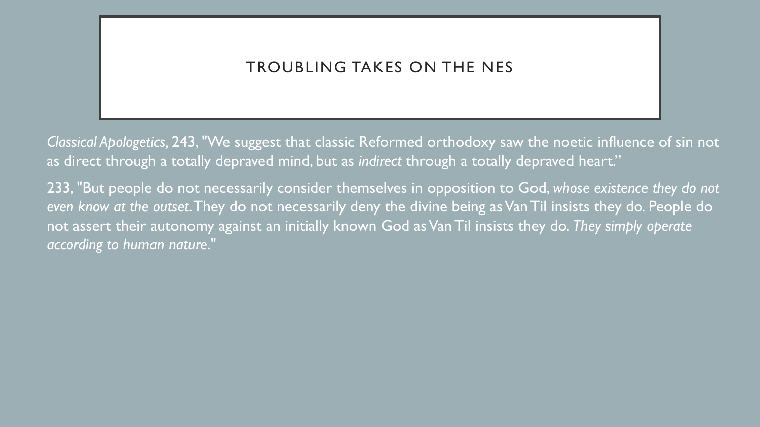# TROUBLING TAKES ON THE NES

*Classical Apologetics*, 243, "We suggest that classic Reformed orthodoxy saw the noetic influence of sin not as direct through a totally depraved mind, but as *indirect* through a totally depraved heart."

233, "But people do not necessarily consider themselves in opposition to God, *whose existence they do not even know at the outset.* They do not necessarily deny the divine being as Van Til insists they do. People do not assert their autonomy against an initially known God as Van Til insists they do. *They simply operate according to human nature.*"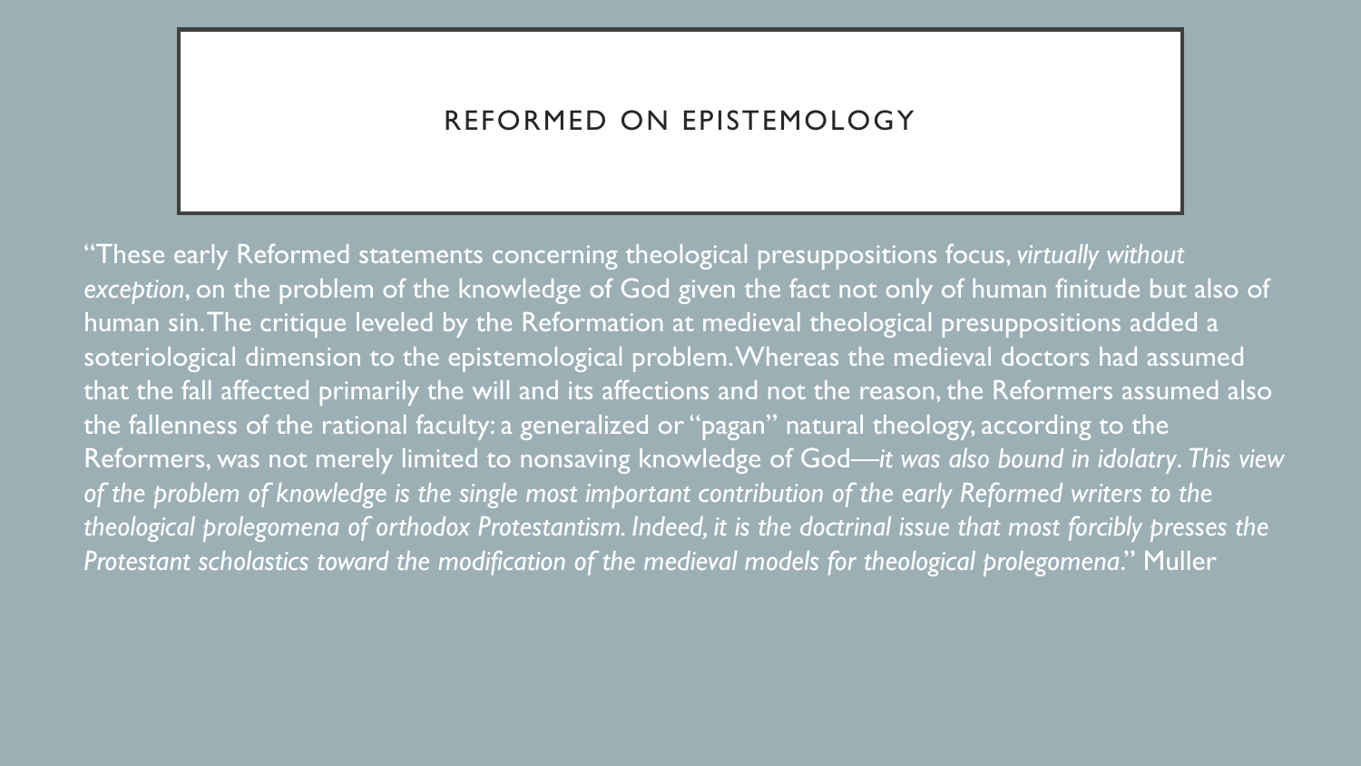# REFORMED ON EPISTEMOLOGY

"These early Reformed statements concerning theological presuppositions focus, *virtually without exception*, on the problem of the knowledge of God given the fact not only of human finitude but also of human sin. The critique leveled by the Reformation at medieval theological presuppositions added a soteriological dimension to the epistemological problem. Whereas the medieval doctors had assumed that the fall affected primarily the will and its affections and not the reason, the Reformers assumed also the fallenness of the rational faculty: a generalized or "pagan" natural theology, according to the Reformers, was not merely limited to nonsaving knowledge of God—*it was also bound in idolatry*. *This view of the problem of knowledge is the single most important contribution of the early Reformed writers to the theological prolegomena of orthodox Protestantism. Indeed, it is the doctrinal issue that most forcibly presses the Protestant scholastics toward the modification of the medieval models for theological prolegomena.*" Muller